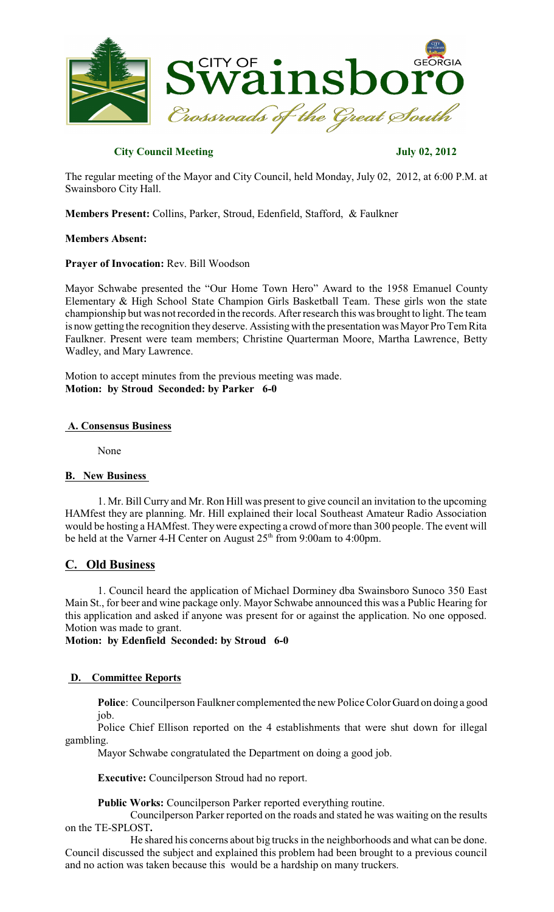# City of Swainsboro

GEORGIA

*Crossroads of the Great South*

**City Council Meeting** **July 02, 2012**

The regular meeting of the Mayor and City Council, held Monday, July 02, 2012, at 6:00 P.M. at Swainsboro City Hall.

**Members Present:** Collins, Parker, Stroud, Edenfield, Stafford, & Faulkner

**Members Absent:**

**Prayer of Invocation:** Rev. Bill Woodson

Mayor Schwabe presented the "Our Home Town Hero" Award to the 1958 Emanuel County Elementary & High School State Champion Girls Basketball Team. These girls won the state championship but was not recorded in the records. After research this was brought to light. The team is now getting the recognition they deserve. Assisting with the presentation was Mayor Pro Tem Rita Faulkner. Present were team members; Christine Quarterman Moore, Martha Lawrence, Betty Wadley, and Mary Lawrence.

Motion to accept minutes from the previous meeting was made.
**Motion: by Stroud Seconded: by Parker 6-0**

## A. Consensus Business

None

## B. New Business

1. Mr. Bill Curry and Mr. Ron Hill was present to give council an invitation to the upcoming HAMfest they are planning. Mr. Hill explained their local Southeast Amateur Radio Association would be hosting a HAMfest. They were expecting a crowd of more than 300 people. The event will be held at the Varner 4-H Center on August 25th from 9:00am to 4:00pm.

## C. Old Business

1. Council heard the application of Michael Dorminey dba Swainsboro Sunoco 350 East Main St., for beer and wine package only. Mayor Schwabe announced this was a Public Hearing for this application and asked if anyone was present for or against the application. No one opposed. Motion was made to grant.

**Motion: by Edenfield Seconded: by Stroud 6-0**

## D. Committee Reports

**Police**: Councilperson Faulkner complemented the new Police Color Guard on doing a good job.

Police Chief Ellison reported on the 4 establishments that were shut down for illegal gambling.

Mayor Schwabe congratulated the Department on doing a good job.

**Executive:** Councilperson Stroud had no report.

**Public Works:** Councilperson Parker reported everything routine.

Councilperson Parker reported on the roads and stated he was waiting on the results on the TE-SPLOST**.**

He shared his concerns about big trucks in the neighborhoods and what can be done. Council discussed the subject and explained this problem had been brought to a previous council and no action was taken because this would be a hardship on many truckers.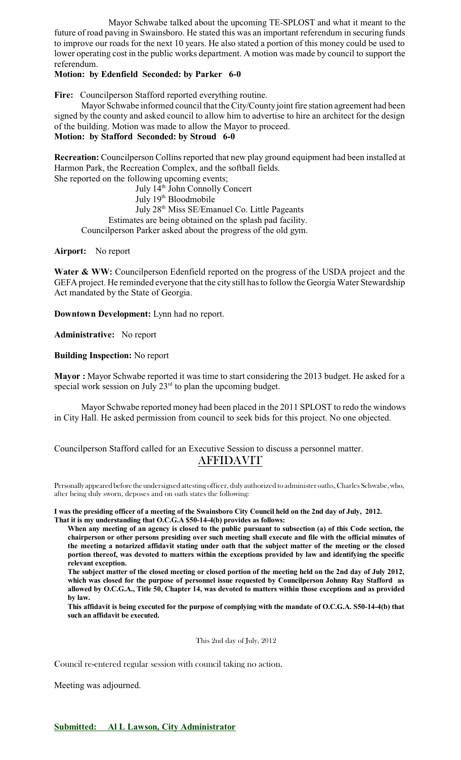Mayor Schwabe talked about the upcoming TE-SPLOST and what it meant to the future of road paving in Swainsboro. He stated this was an important referendum in securing funds to improve our roads for the next 10 years. He also stated a portion of this money could be used to lower operating cost in the public works department. A motion was made by council to support the referendum.

**Motion: by Edenfield Seconded: by Parker 6-0**

**Fire:** Councilperson Stafford reported everything routine.

Mayor Schwabe informed council that the City/County joint fire station agreement had been signed by the county and asked council to allow him to advertise to hire an architect for the design of the building. Motion was made to allow the Mayor to proceed.

**Motion: by Stafford Seconded: by Stroud 6-0**

**Recreation:** Councilperson Collins reported that new play ground equipment had been installed at Harmon Park, the Recreation Complex, and the softball fields.

She reported on the following upcoming events;

July 14th John Connolly Concert
July 19th Bloodmobile
July 28th Miss SE/Emanuel Co. Little Pageants

Estimates are being obtained on the splash pad facility.

Councilperson Parker asked about the progress of the old gym.

**Airport:** No report

**Water & WW:** Councilperson Edenfield reported on the progress of the USDA project and the GEFA project. He reminded everyone that the city still has to follow the Georgia Water Stewardship Act mandated by the State of Georgia.

**Downtown Development:** Lynn had no report.

**Administrative:** No report

**Building Inspection:** No report

**Mayor :** Mayor Schwabe reported it was time to start considering the 2013 budget. He asked for a special work session on July 23rd to plan the upcoming budget.

Mayor Schwabe reported money had been placed in the 2011 SPLOST to redo the windows in City Hall. He asked permission from council to seek bids for this project. No one objected.

Councilperson Stafford called for an Executive Session to discuss a personnel matter.

## AFFIDAVIT

Personally appeared before the undersigned attesting officer, duly authorized to administer oaths, Charles Schwabe, who, after being duly sworn, deposes and on oath states the following:

**I was the presiding officer of a meeting of the Swainsboro City Council held on the 2nd day of July, 2012.**
**That it is my understanding that O.C.G.A $50-14-4(b) provides as follows:**

**When any meeting of an agency is closed to the public pursuant to subsection (a) of this Code section, the chairperson or other persons presiding over such meeting shall execute and file with the official minutes of the meeting a notarized affidavit stating under oath that the subject matter of the meeting or the closed portion thereof, was devoted to matters within the exceptions provided by law and identifying the specific relevant exception.**

**The subject matter of the closed meeting or closed portion of the meeting held on the 2nd day of July 2012, which was closed for the purpose of personnel issue requested by Councilperson Johnny Ray Stafford as allowed by O.C.G.A., Title 50, Chapter 14, was devoted to matters within those exceptions and as provided by law.**

**This affidavit is being executed for the purpose of complying with the mandate of O.C.G.A. S50-14-4(b) that such an affidavit be executed.**

This 2nd day of July, 2012

Council re-entered regular session with council taking no action.

Meeting was adjourned.

**Submitted: Al L Lawson, City Administrator**